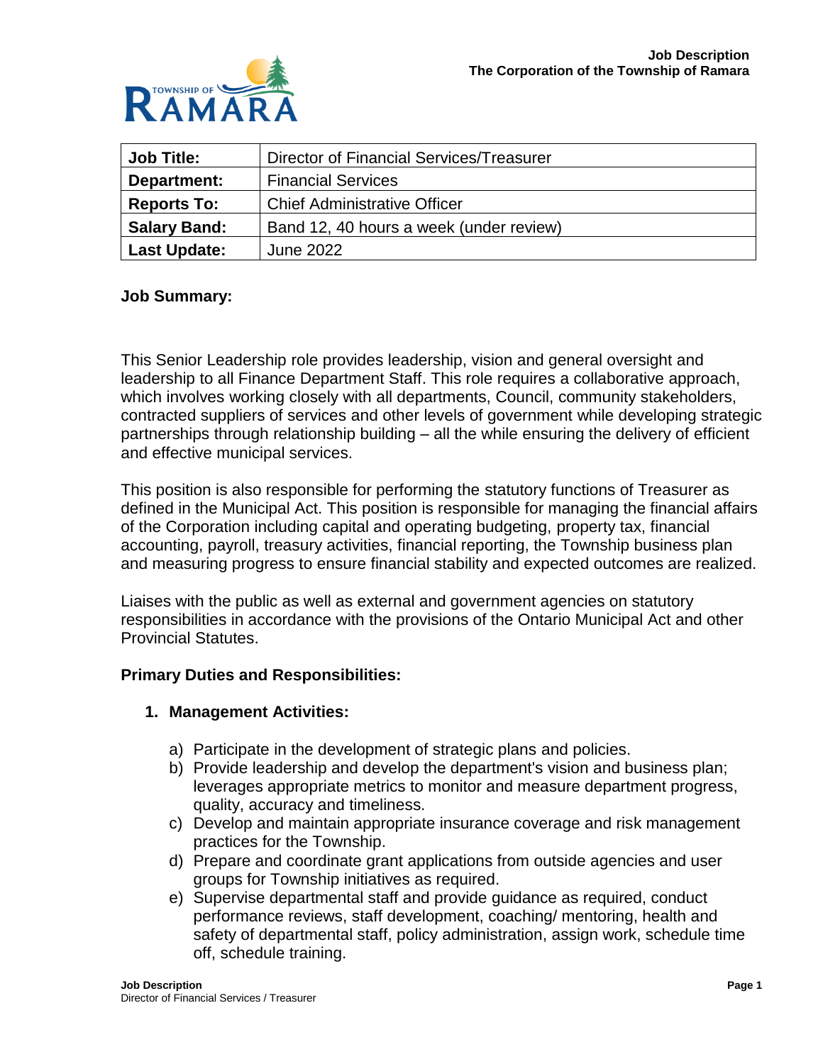**Job Description**
**The Corporation of the Township of Ramara**

| | |
|---|---|
| **Job Title:** | Director of Financial Services/Treasurer |
| **Department:** | Financial Services |
| **Reports To:** | Chief Administrative Officer |
| **Salary Band:** | Band 12, 40 hours a week (under review) |
| **Last Update:** | June 2022 |

**Job Summary:**

This Senior Leadership role provides leadership, vision and general oversight and leadership to all Finance Department Staff. This role requires a collaborative approach, which involves working closely with all departments, Council, community stakeholders, contracted suppliers of services and other levels of government while developing strategic partnerships through relationship building – all the while ensuring the delivery of efficient and effective municipal services.

This position is also responsible for performing the statutory functions of Treasurer as defined in the Municipal Act. This position is responsible for managing the financial affairs of the Corporation including capital and operating budgeting, property tax, financial accounting, payroll, treasury activities, financial reporting, the Township business plan and measuring progress to ensure financial stability and expected outcomes are realized.

Liaises with the public as well as external and government agencies on statutory responsibilities in accordance with the provisions of the Ontario Municipal Act and other Provincial Statutes.

**Primary Duties and Responsibilities:**

1. **Management Activities:**

   a) Participate in the development of strategic plans and policies.
   b) Provide leadership and develop the department's vision and business plan; leverages appropriate metrics to monitor and measure department progress, quality, accuracy and timeliness.
   c) Develop and maintain appropriate insurance coverage and risk management practices for the Township.
   d) Prepare and coordinate grant applications from outside agencies and user groups for Township initiatives as required.
   e) Supervise departmental staff and provide guidance as required, conduct performance reviews, staff development, coaching/ mentoring, health and safety of departmental staff, policy administration, assign work, schedule time off, schedule training.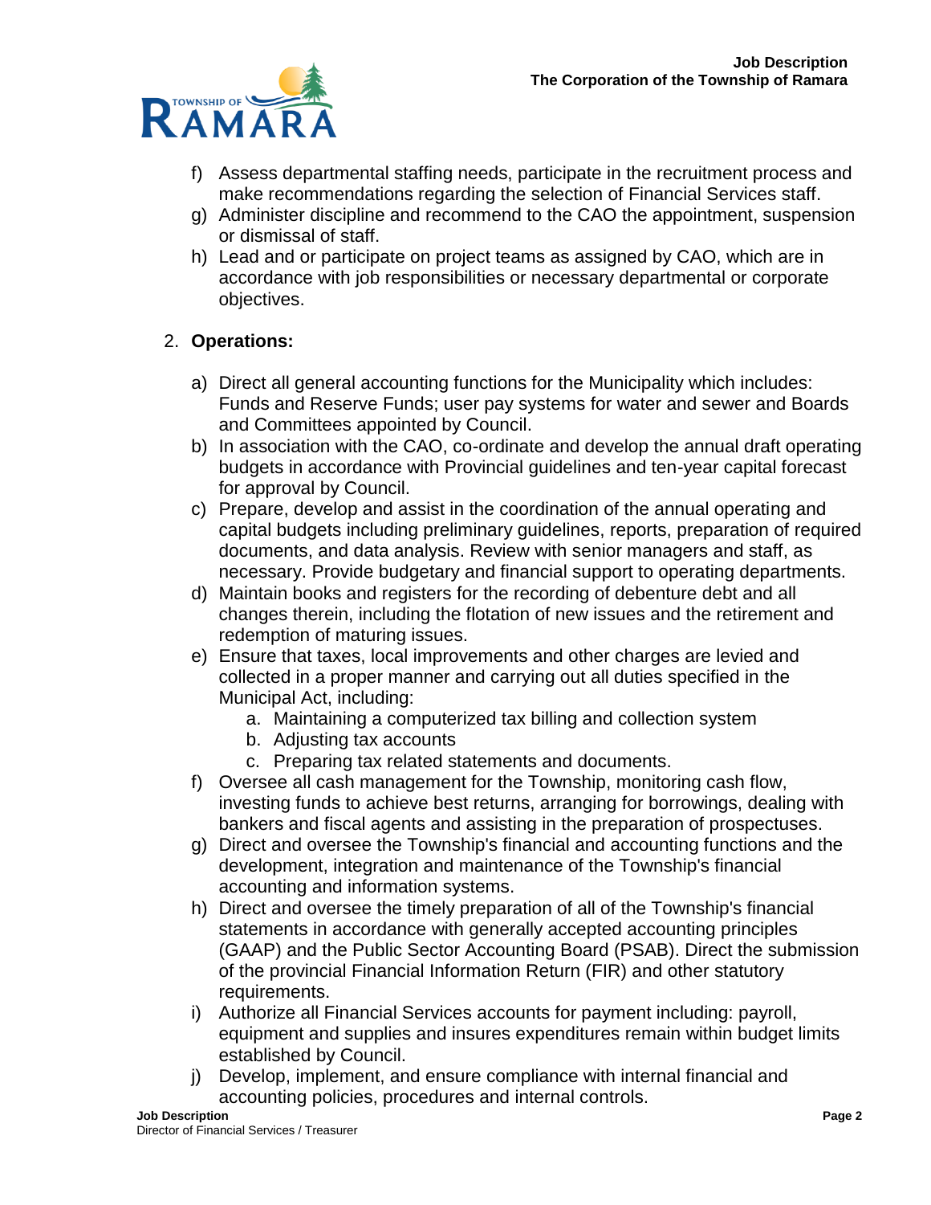f) Assess departmental staffing needs, participate in the recruitment process and make recommendations regarding the selection of Financial Services staff.
g) Administer discipline and recommend to the CAO the appointment, suspension or dismissal of staff.
h) Lead and or participate on project teams as assigned by CAO, which are in accordance with job responsibilities or necessary departmental or corporate objectives.

2. **Operations:**

a) Direct all general accounting functions for the Municipality which includes: Funds and Reserve Funds; user pay systems for water and sewer and Boards and Committees appointed by Council.
b) In association with the CAO, co-ordinate and develop the annual draft operating budgets in accordance with Provincial guidelines and ten-year capital forecast for approval by Council.
c) Prepare, develop and assist in the coordination of the annual operating and capital budgets including preliminary guidelines, reports, preparation of required documents, and data analysis. Review with senior managers and staff, as necessary. Provide budgetary and financial support to operating departments.
d) Maintain books and registers for the recording of debenture debt and all changes therein, including the flotation of new issues and the retirement and redemption of maturing issues.
e) Ensure that taxes, local improvements and other charges are levied and collected in a proper manner and carrying out all duties specified in the Municipal Act, including:
    a. Maintaining a computerized tax billing and collection system
    b. Adjusting tax accounts
    c. Preparing tax related statements and documents.
f) Oversee all cash management for the Township, monitoring cash flow, investing funds to achieve best returns, arranging for borrowings, dealing with bankers and fiscal agents and assisting in the preparation of prospectuses.
g) Direct and oversee the Township's financial and accounting functions and the development, integration and maintenance of the Township's financial accounting and information systems.
h) Direct and oversee the timely preparation of all of the Township's financial statements in accordance with generally accepted accounting principles (GAAP) and the Public Sector Accounting Board (PSAB). Direct the submission of the provincial Financial Information Return (FIR) and other statutory requirements.
i) Authorize all Financial Services accounts for payment including: payroll, equipment and supplies and insures expenditures remain within budget limits established by Council.
j) Develop, implement, and ensure compliance with internal financial and accounting policies, procedures and internal controls.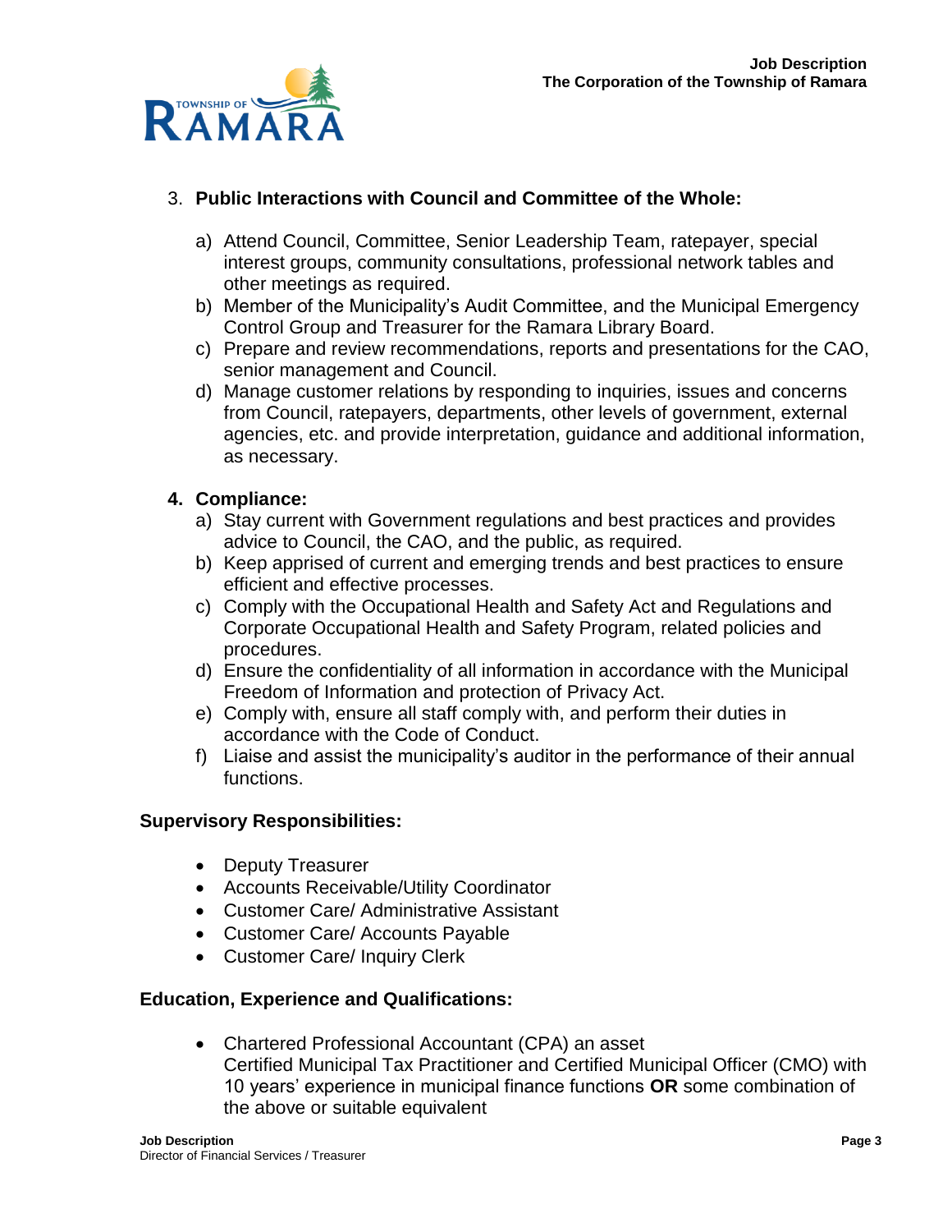3. **Public Interactions with Council and Committee of the Whole:**

   a) Attend Council, Committee, Senior Leadership Team, ratepayer, special interest groups, community consultations, professional network tables and other meetings as required.
   b) Member of the Municipality's Audit Committee, and the Municipal Emergency Control Group and Treasurer for the Ramara Library Board.
   c) Prepare and review recommendations, reports and presentations for the CAO, senior management and Council.
   d) Manage customer relations by responding to inquiries, issues and concerns from Council, ratepayers, departments, other levels of government, external agencies, etc. and provide interpretation, guidance and additional information, as necessary.

4. **Compliance:**
   a) Stay current with Government regulations and best practices and provides advice to Council, the CAO, and the public, as required.
   b) Keep apprised of current and emerging trends and best practices to ensure efficient and effective processes.
   c) Comply with the Occupational Health and Safety Act and Regulations and Corporate Occupational Health and Safety Program, related policies and procedures.
   d) Ensure the confidentiality of all information in accordance with the Municipal Freedom of Information and protection of Privacy Act.
   e) Comply with, ensure all staff comply with, and perform their duties in accordance with the Code of Conduct.
   f) Liaise and assist the municipality's auditor in the performance of their annual functions.

### Supervisory Responsibilities:

- Deputy Treasurer
- Accounts Receivable/Utility Coordinator
- Customer Care/ Administrative Assistant
- Customer Care/ Accounts Payable
- Customer Care/ Inquiry Clerk

### Education, Experience and Qualifications:

- Chartered Professional Accountant (CPA) an asset
  Certified Municipal Tax Practitioner and Certified Municipal Officer (CMO) with 10 years' experience in municipal finance functions **OR** some combination of the above or suitable equivalent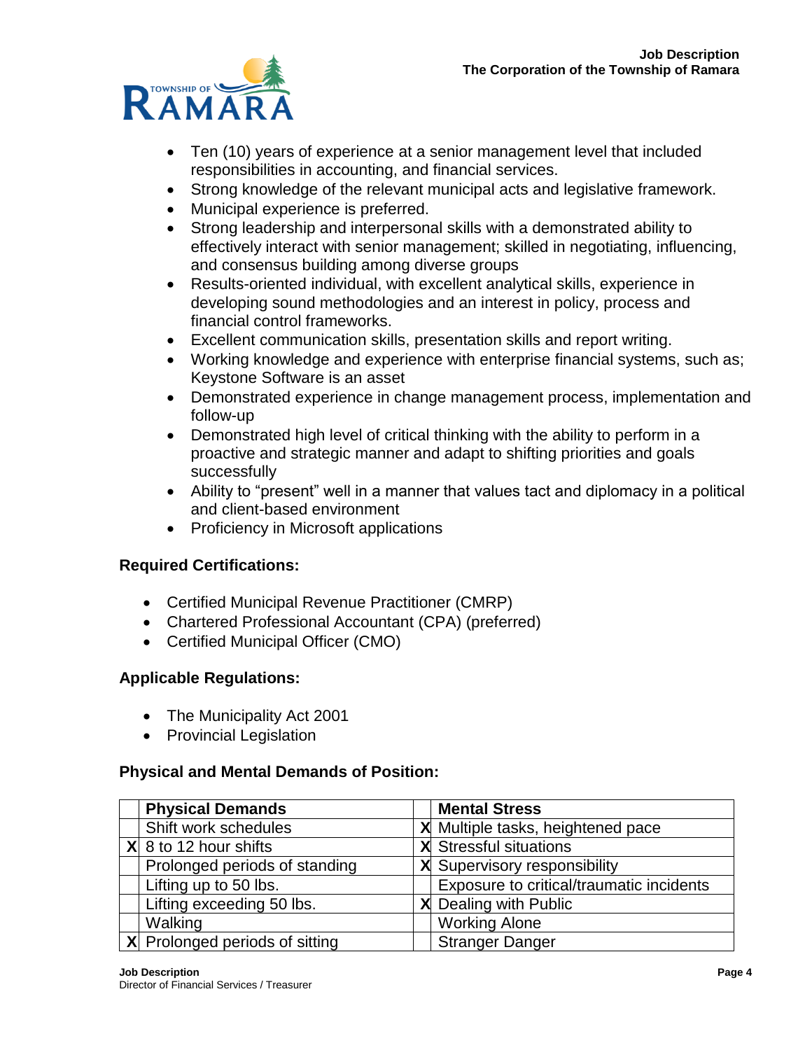- Ten (10) years of experience at a senior management level that included responsibilities in accounting, and financial services.
- Strong knowledge of the relevant municipal acts and legislative framework.
- Municipal experience is preferred.
- Strong leadership and interpersonal skills with a demonstrated ability to effectively interact with senior management; skilled in negotiating, influencing, and consensus building among diverse groups
- Results-oriented individual, with excellent analytical skills, experience in developing sound methodologies and an interest in policy, process and financial control frameworks.
- Excellent communication skills, presentation skills and report writing.
- Working knowledge and experience with enterprise financial systems, such as; Keystone Software is an asset
- Demonstrated experience in change management process, implementation and follow-up
- Demonstrated high level of critical thinking with the ability to perform in a proactive and strategic manner and adapt to shifting priorities and goals successfully
- Ability to "present" well in a manner that values tact and diplomacy in a political and client-based environment
- Proficiency in Microsoft applications

### Required Certifications:

- Certified Municipal Revenue Practitioner (CMRP)
- Chartered Professional Accountant (CPA) (preferred)
- Certified Municipal Officer (CMO)

### Applicable Regulations:

- The Municipality Act 2001
- Provincial Legislation

### Physical and Mental Demands of Position:

| | Physical Demands | | Mental Stress |
|---|---|---|---|
| | Shift work schedules | X | Multiple tasks, heightened pace |
| X | 8 to 12 hour shifts | X | Stressful situations |
| | Prolonged periods of standing | X | Supervisory responsibility |
| | Lifting up to 50 lbs. | | Exposure to critical/traumatic incidents |
| | Lifting exceeding 50 lbs. | X | Dealing with Public |
| | Walking | | Working Alone |
| X | Prolonged periods of sitting | | Stranger Danger |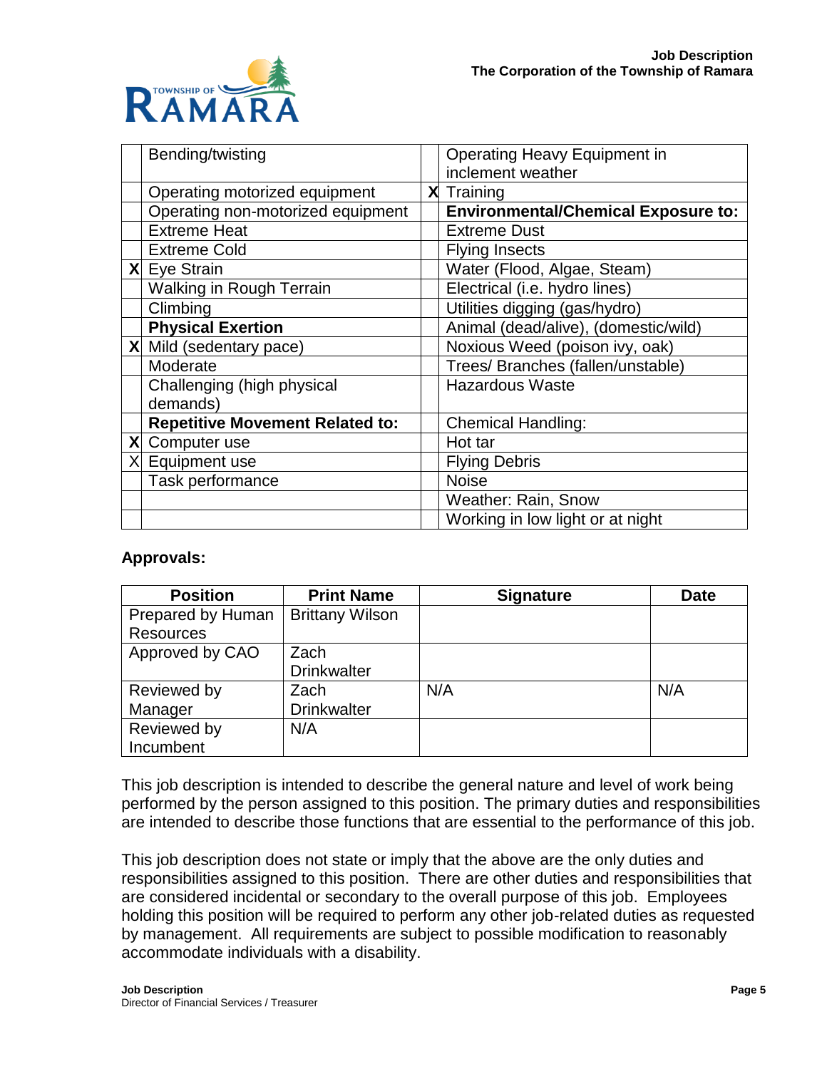| | | | |
|---|---|---|---|
| | Bending/twisting | | Operating Heavy Equipment in inclement weather |
| | Operating motorized equipment | X | Training |
| | Operating non-motorized equipment | | **Environmental/Chemical Exposure to:** |
| | Extreme Heat | | Extreme Dust |
| | Extreme Cold | | Flying Insects |
| X | Eye Strain | | Water (Flood, Algae, Steam) |
| | Walking in Rough Terrain | | Electrical (i.e. hydro lines) |
| | Climbing | | Utilities digging (gas/hydro) |
| | **Physical Exertion** | | Animal (dead/alive), (domestic/wild) |
| X | Mild (sedentary pace) | | Noxious Weed (poison ivy, oak) |
| | Moderate | | Trees/ Branches (fallen/unstable) |
| | Challenging (high physical demands) | | Hazardous Waste |
| | **Repetitive Movement Related to:** | | Chemical Handling: |
| X | Computer use | | Hot tar |
| X | Equipment use | | Flying Debris |
| | Task performance | | Noise |
| | | | Weather: Rain, Snow |
| | | | Working in low light or at night |

**Approvals:**

| Position | Print Name | Signature | Date |
|---|---|---|---|
| Prepared by Human Resources | Brittany Wilson | | |
| Approved by CAO | Zach Drinkwalter | | |
| Reviewed by Manager | Zach Drinkwalter | N/A | N/A |
| Reviewed by Incumbent | N/A | | |

This job description is intended to describe the general nature and level of work being performed by the person assigned to this position. The primary duties and responsibilities are intended to describe those functions that are essential to the performance of this job.

This job description does not state or imply that the above are the only duties and responsibilities assigned to this position. There are other duties and responsibilities that are considered incidental or secondary to the overall purpose of this job. Employees holding this position will be required to perform any other job-related duties as requested by management. All requirements are subject to possible modification to reasonably accommodate individuals with a disability.